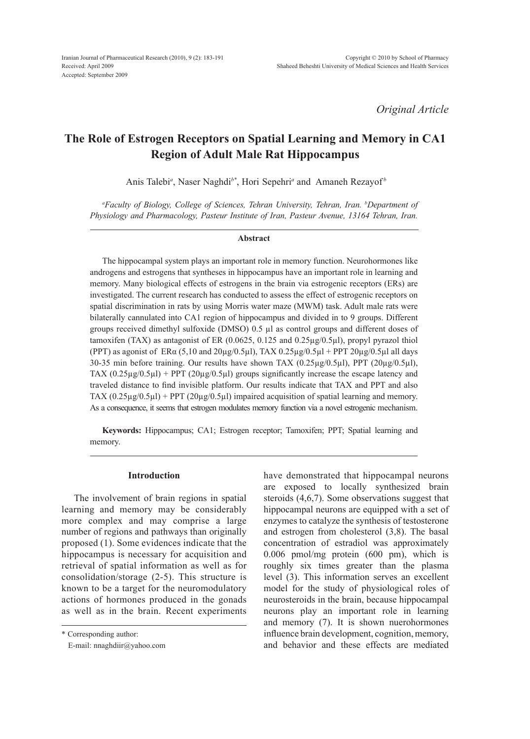*Original Article*

# The Role of Estrogen Receptors on Spatial Learning and Memory in CA1 Region of Adult Male Rat Hippocampus

Anis Talebi[a], Naser Naghdi[b*], Hori Sepehri[a] and Amaneh Rezayof[b]

[a]*Faculty of Biology, College of Sciences, Tehran University, Tehran, Iran.* [b]*Department of Physiology and Pharmacology, Pasteur Institute of Iran, Pasteur Avenue, 13164 Tehran, Iran.*

### Abstract

The hippocampal system plays an important role in memory function. Neurohormones like androgens and estrogens that syntheses in hippocampus have an important role in learning and memory. Many biological effects of estrogens in the brain via estrogenic receptors (ERs) are investigated. The current research has conducted to assess the effect of estrogenic receptors on spatial discrimination in rats by using Morris water maze (MWM) task. Adult male rats were bilaterally cannulated into CA1 region of hippocampus and divided in to 9 groups. Different groups received dimethyl sulfoxide (DMSO) 0.5 µl as control groups and different doses of tamoxifen (TAX) as antagonist of ER (0.0625, 0.125 and 0.25µg/0.5µl), propyl pyrazol thiol (PPT) as agonist of ERα (5,10 and 20µg/0.5µl), TAX 0.25µg/0.5µl + PPT 20µg/0.5µl all days 30-35 min before training. Our results have shown TAX (0.25µg/0.5µl), PPT (20µg/0.5µl), TAX (0.25µg/0.5µl) + PPT (20µg/0.5µl) groups significantly increase the escape latency and traveled distance to find invisible platform. Our results indicate that TAX and PPT and also TAX (0.25µg/0.5µl) + PPT (20µg/0.5µl) impaired acquisition of spatial learning and memory. As a consequence, it seems that estrogen modulates memory function via a novel estrogenic mechanism.

**Keywords:** Hippocampus; CA1; Estrogen receptor; Tamoxifen; PPT; Spatial learning and memory.

## Introduction

The involvement of brain regions in spatial learning and memory may be considerably more complex and may comprise a large number of regions and pathways than originally proposed (1). Some evidences indicate that the hippocampus is necessary for acquisition and retrieval of spatial information as well as for consolidation/storage (2-5). This structure is known to be a target for the neuromodulatory actions of hormones produced in the gonads as well as in the brain. Recent experiments have demonstrated that hippocampal neurons are exposed to locally synthesized brain steroids (4,6,7). Some observations suggest that hippocampal neurons are equipped with a set of enzymes to catalyze the synthesis of testosterone and estrogen from cholesterol (3,8). The basal concentration of estradiol was approximately 0.006 pmol/mg protein (600 pm), which is roughly six times greater than the plasma level (3). This information serves an excellent model for the study of physiological roles of neurosteroids in the brain, because hippocampal neurons play an important role in learning and memory (7). It is shown nuerohormones influence brain development, cognition, memory, and behavior and these effects are mediated

\* Corresponding author:
E-mail: nnaghdiir@yahoo.com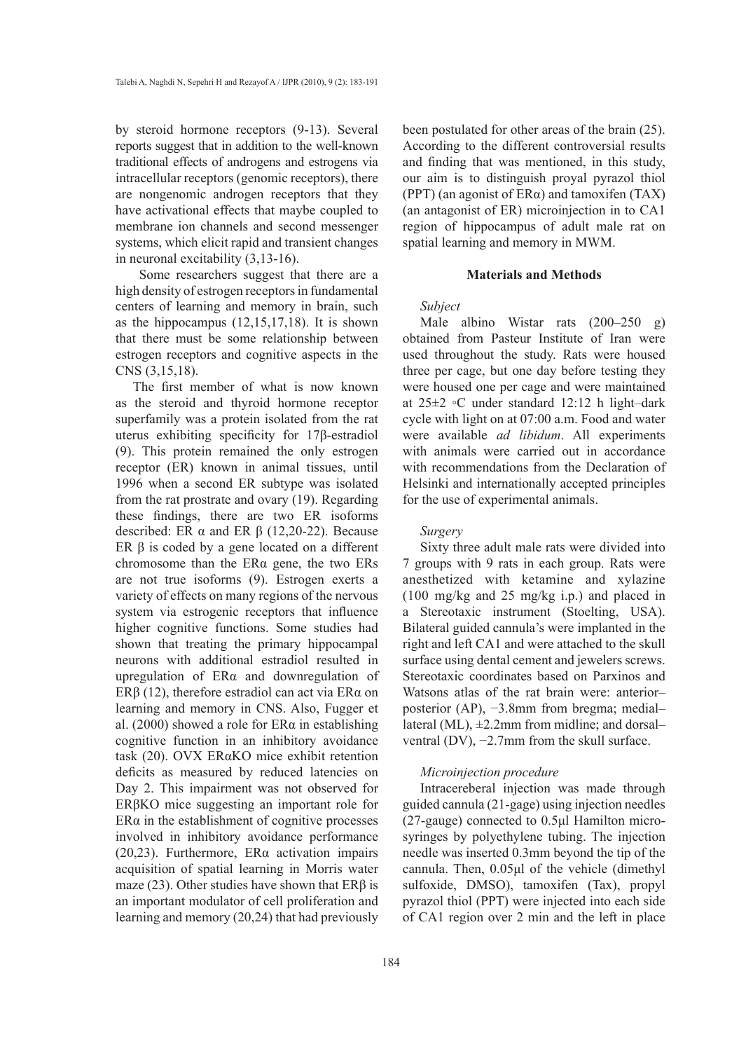by steroid hormone receptors (9-13). Several reports suggest that in addition to the well-known traditional effects of androgens and estrogens via intracellular receptors (genomic receptors), there are nongenomic androgen receptors that they have activational effects that maybe coupled to membrane ion channels and second messenger systems, which elicit rapid and transient changes in neuronal excitability (3,13-16).

Some researchers suggest that there are a high density of estrogen receptors in fundamental centers of learning and memory in brain, such as the hippocampus (12,15,17,18). It is shown that there must be some relationship between estrogen receptors and cognitive aspects in the CNS (3,15,18).

The first member of what is now known as the steroid and thyroid hormone receptor superfamily was a protein isolated from the rat uterus exhibiting specificity for 17β-estradiol (9). This protein remained the only estrogen receptor (ER) known in animal tissues, until 1996 when a second ER subtype was isolated from the rat prostrate and ovary (19). Regarding these findings, there are two ER isoforms described: ER α and ER β (12,20-22). Because ER β is coded by a gene located on a different chromosome than the ERα gene, the two ERs are not true isoforms (9). Estrogen exerts a variety of effects on many regions of the nervous system via estrogenic receptors that influence higher cognitive functions. Some studies had shown that treating the primary hippocampal neurons with additional estradiol resulted in upregulation of ERα and downregulation of ERβ (12), therefore estradiol can act via ERα on learning and memory in CNS. Also, Fugger et al. (2000) showed a role for ERα in establishing cognitive function in an inhibitory avoidance task (20). OVX ERαKO mice exhibit retention deficits as measured by reduced latencies on Day 2. This impairment was not observed for ERβKO mice suggesting an important role for ERα in the establishment of cognitive processes involved in inhibitory avoidance performance (20,23). Furthermore, ERα activation impairs acquisition of spatial learning in Morris water maze (23). Other studies have shown that ERβ is an important modulator of cell proliferation and learning and memory (20,24) that had previously been postulated for other areas of the brain (25). According to the different controversial results and finding that was mentioned, in this study, our aim is to distinguish proyal pyrazol thiol (PPT) (an agonist of ERα) and tamoxifen (TAX) (an antagonist of ER) microinjection in to CA1 region of hippocampus of adult male rat on spatial learning and memory in MWM.

## Materials and Methods

*Subject*

Male albino Wistar rats (200–250 g) obtained from Pasteur Institute of Iran were used throughout the study. Rats were housed three per cage, but one day before testing they were housed one per cage and were maintained at 25±2 ◦C under standard 12:12 h light–dark cycle with light on at 07:00 a.m. Food and water were available *ad libidum*. All experiments with animals were carried out in accordance with recommendations from the Declaration of Helsinki and internationally accepted principles for the use of experimental animals.

*Surgery*

Sixty three adult male rats were divided into 7 groups with 9 rats in each group. Rats were anesthetized with ketamine and xylazine (100 mg/kg and 25 mg/kg i.p.) and placed in a Stereotaxic instrument (Stoelting, USA). Bilateral guided cannula's were implanted in the right and left CA1 and were attached to the skull surface using dental cement and jewelers screws. Stereotaxic coordinates based on Parxinos and Watsons atlas of the rat brain were: anterior–posterior (AP), −3.8mm from bregma; medial–lateral (ML), ±2.2mm from midline; and dorsal–ventral (DV), −2.7mm from the skull surface.

*Microinjection procedure*

Intracereberal injection was made through guided cannula (21-gage) using injection needles (27-gauge) connected to 0.5μl Hamilton micro-syringes by polyethylene tubing. The injection needle was inserted 0.3mm beyond the tip of the cannula. Then, 0.05μl of the vehicle (dimethyl sulfoxide, DMSO), tamoxifen (Tax), propyl pyrazol thiol (PPT) were injected into each side of CA1 region over 2 min and the left in place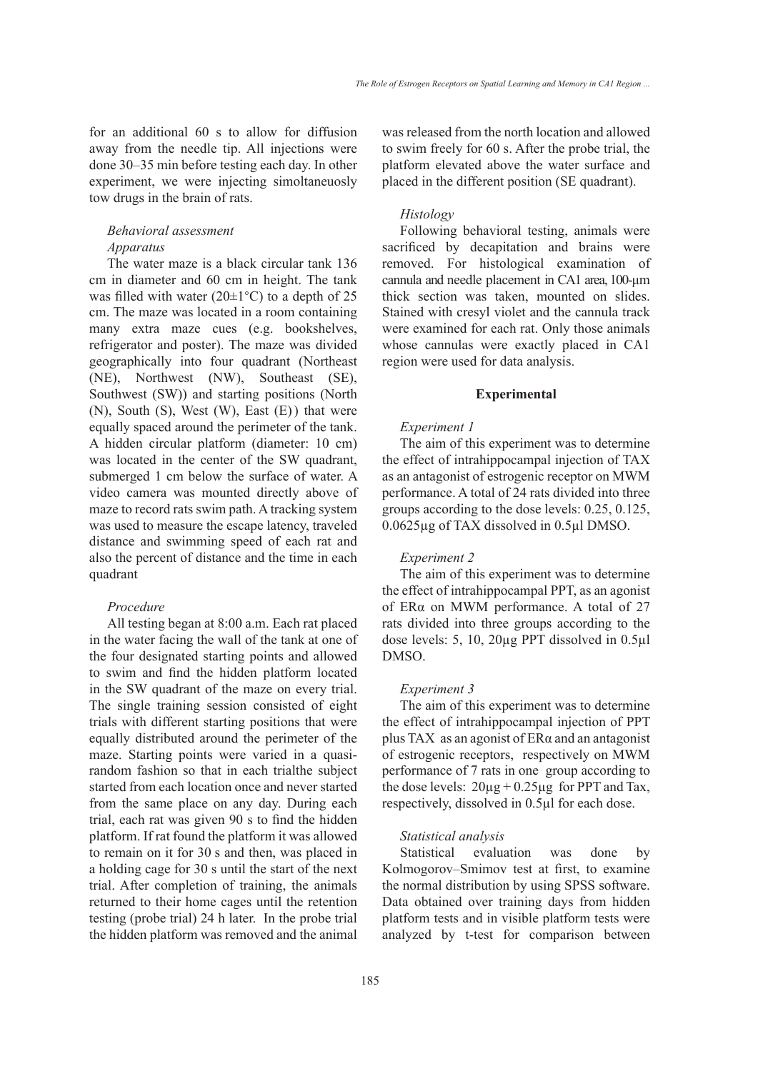for an additional 60 s to allow for diffusion away from the needle tip. All injections were done 30–35 min before testing each day. In other experiment, we were injecting simoltaneuosly tow drugs in the brain of rats.

*Behavioral assessment*

*Apparatus*

The water maze is a black circular tank 136 cm in diameter and 60 cm in height. The tank was filled with water (20±1°C) to a depth of 25 cm. The maze was located in a room containing many extra maze cues (e.g. bookshelves, refrigerator and poster). The maze was divided geographically into four quadrant (Northeast (NE), Northwest (NW), Southeast (SE), Southwest (SW)) and starting positions (North (N), South (S), West (W), East (E)) that were equally spaced around the perimeter of the tank. A hidden circular platform (diameter: 10 cm) was located in the center of the SW quadrant, submerged 1 cm below the surface of water. A video camera was mounted directly above of maze to record rats swim path. A tracking system was used to measure the escape latency, traveled distance and swimming speed of each rat and also the percent of distance and the time in each quadrant

*Procedure*

All testing began at 8:00 a.m. Each rat placed in the water facing the wall of the tank at one of the four designated starting points and allowed to swim and find the hidden platform located in the SW quadrant of the maze on every trial. The single training session consisted of eight trials with different starting positions that were equally distributed around the perimeter of the maze. Starting points were varied in a quasi-random fashion so that in each trialthe subject started from each location once and never started from the same place on any day. During each trial, each rat was given 90 s to find the hidden platform. If rat found the platform it was allowed to remain on it for 30 s and then, was placed in a holding cage for 30 s until the start of the next trial. After completion of training, the animals returned to their home cages until the retention testing (probe trial) 24 h later. In the probe trial the hidden platform was removed and the animal was released from the north location and allowed to swim freely for 60 s. After the probe trial, the platform elevated above the water surface and placed in the different position (SE quadrant).

*Histology*

Following behavioral testing, animals were sacrificed by decapitation and brains were removed. For histological examination of cannula and needle placement in CA1 area, 100-µm thick section was taken, mounted on slides. Stained with cresyl violet and the cannula track were examined for each rat. Only those animals whose cannulas were exactly placed in CA1 region were used for data analysis.

**Experimental**

*Experiment 1*

The aim of this experiment was to determine the effect of intrahippocampal injection of TAX as an antagonist of estrogenic receptor on MWM performance. A total of 24 rats divided into three groups according to the dose levels: 0.25, 0.125, 0.0625µg of TAX dissolved in 0.5µl DMSO.

*Experiment 2*

The aim of this experiment was to determine the effect of intrahippocampal PPT, as an agonist of ERα on MWM performance. A total of 27 rats divided into three groups according to the dose levels: 5, 10, 20µg PPT dissolved in 0.5µl DMSO.

*Experiment 3*

The aim of this experiment was to determine the effect of intrahippocampal injection of PPT plus TAX as an agonist of ERα and an antagonist of estrogenic receptors, respectively on MWM performance of 7 rats in one group according to the dose levels: 20µg + 0.25µg for PPT and Tax, respectively, dissolved in 0.5µl for each dose.

*Statistical analysis*

Statistical evaluation was done by Kolmogorov–Smimov test at first, to examine the normal distribution by using SPSS software. Data obtained over training days from hidden platform tests and in visible platform tests were analyzed by t-test for comparison between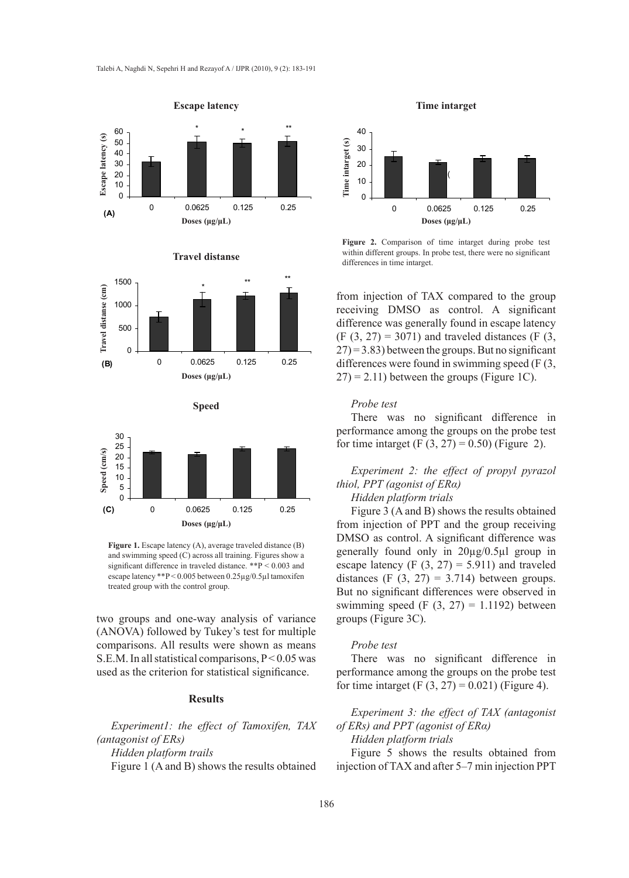Figure 1. Escape latency (A), average traveled distance (B) and swimming speed (C) across all training. Figures show a significant difference in traveled distance. $^{**}P < 0.003$ and escape latency $^{**}P < 0.005$ between 0.25µg/0.5µl tamoxifen treated group with the control group.

two groups and one-way analysis of variance (ANOVA) followed by Tukey's test for multiple comparisons. All results were shown as means S.E.M. In all statistical comparisons, $P < 0.05$ was used as the criterion for statistical significance.

## Results

*Experiment1: the effect of Tamoxifen, TAX (antagonist of ERs)*

*Hidden platform trails*

Figure 1 (A and B) shows the results obtained from injection of TAX compared to the group receiving DMSO as control. A significant difference was generally found in escape latency ($F(3, 27) = 3071$) and traveled distances ($F(3, 27) = 3.83$) between the groups. But no significant differences were found in swimming speed ($F(3, 27) = 2.11$) between the groups (Figure 1C).

Figure 2. Comparison of time intarget during probe test within different groups. In probe test, there were no significant differences in time intarget.

*Probe test*

There was no significant difference in performance among the groups on the probe test for time intarget ($F(3, 27) = 0.50$) (Figure 2).

*Experiment 2: the effect of propyl pyrazol thiol, PPT (agonist of ERα)*

*Hidden platform trials*

Figure 3 (A and B) shows the results obtained from injection of PPT and the group receiving DMSO as control. A significant difference was generally found only in 20µg/0.5µl group in escape latency ($F(3, 27) = 5.911$) and traveled distances ($F(3, 27) = 3.714$) between groups. But no significant differences were observed in swimming speed ($F(3, 27) = 1.1192$) between groups (Figure 3C).

*Probe test*

There was no significant difference in performance among the groups on the probe test for time intarget ($F(3, 27) = 0.021$) (Figure 4).

*Experiment 3: the effect of TAX (antagonist of ERs) and PPT (agonist of ERα)*

*Hidden platform trials*

Figure 5 shows the results obtained from injection of TAX and after 5–7 min injection PPT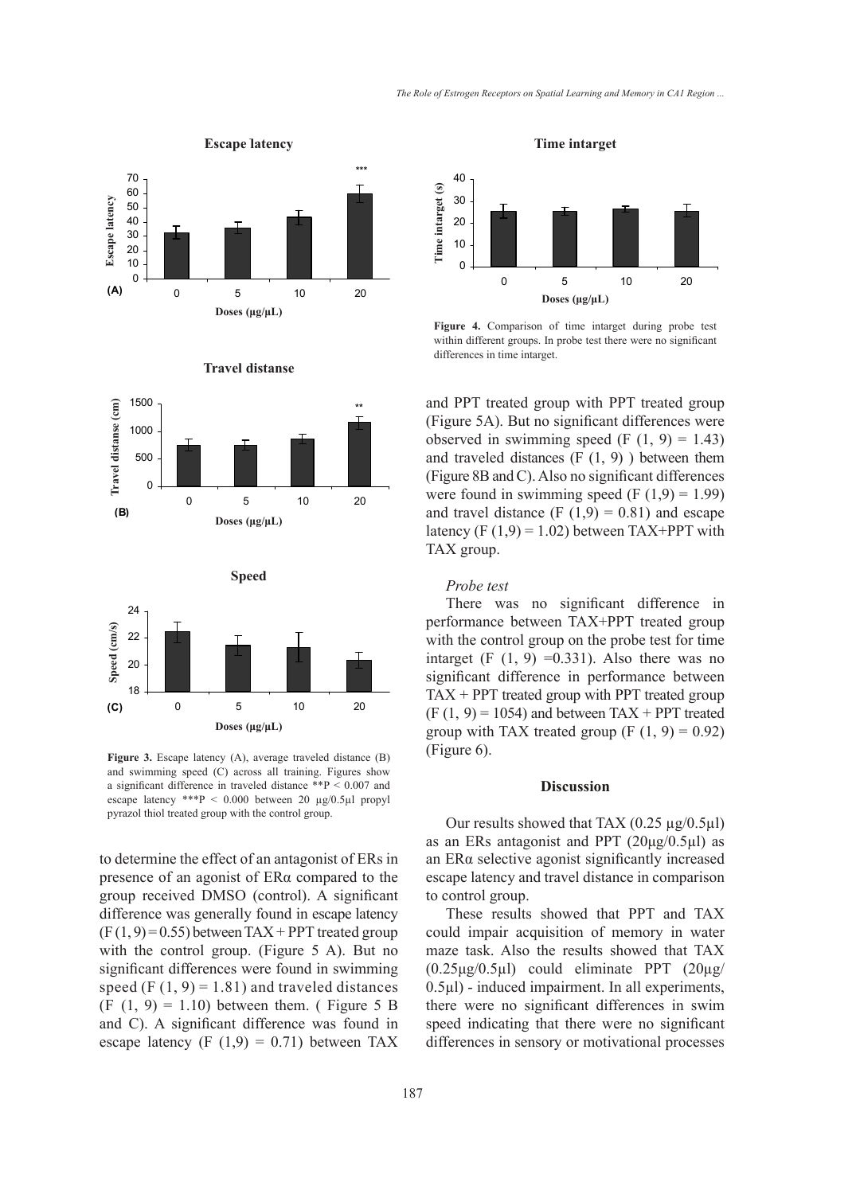Figure 3. Escape latency (A), average traveled distance (B) and swimming speed (C) across all training. Figures show a significant difference in traveled distance **P < 0.007 and escape latency ***P < 0.000 between 20 µg/0.5µl propyl pyrazol thiol treated group with the control group.

Figure 4. Comparison of time intarget during probe test within different groups. In probe test there were no significant differences in time intarget.

to determine the effect of an antagonist of ERs in presence of an agonist of ERα compared to the group received DMSO (control). A significant difference was generally found in escape latency ($F(1, 9) = 0.55$) between TAX + PPT treated group with the control group. (Figure 5 A). But no significant differences were found in swimming speed ($F(1, 9) = 1.81$) and traveled distances ($F(1, 9) = 1.10$) between them. ( Figure 5 B and C). A significant difference was found in escape latency ($F(1,9) = 0.71$) between TAX and PPT treated group with PPT treated group (Figure 5A). But no significant differences were observed in swimming speed ($F(1, 9) = 1.43$) and traveled distances ($F(1, 9)$ ) between them (Figure 8B and C). Also no significant differences were found in swimming speed ($F(1,9) = 1.99$) and travel distance ($F(1,9) = 0.81$) and escape latency ($F(1,9) = 1.02$) between TAX+PPT with TAX group.

*Probe test*

There was no significant difference in performance between TAX+PPT treated group with the control group on the probe test for time intarget ($F(1, 9) = 0.331$). Also there was no significant difference in performance between TAX + PPT treated group with PPT treated group ($F(1, 9) = 1054$) and between TAX + PPT treated group with TAX treated group ($F(1, 9) = 0.92$) (Figure 6).

## Discussion

Our results showed that TAX (0.25 µg/0.5µl) as an ERs antagonist and PPT (20µg/0.5µl) as an ERα selective agonist significantly increased escape latency and travel distance in comparison to control group.

These results showed that PPT and TAX could impair acquisition of memory in water maze task. Also the results showed that TAX (0.25µg/0.5µl) could eliminate PPT (20µg/0.5µl) - induced impairment. In all experiments, there were no significant differences in swim speed indicating that there were no significant differences in sensory or motivational processes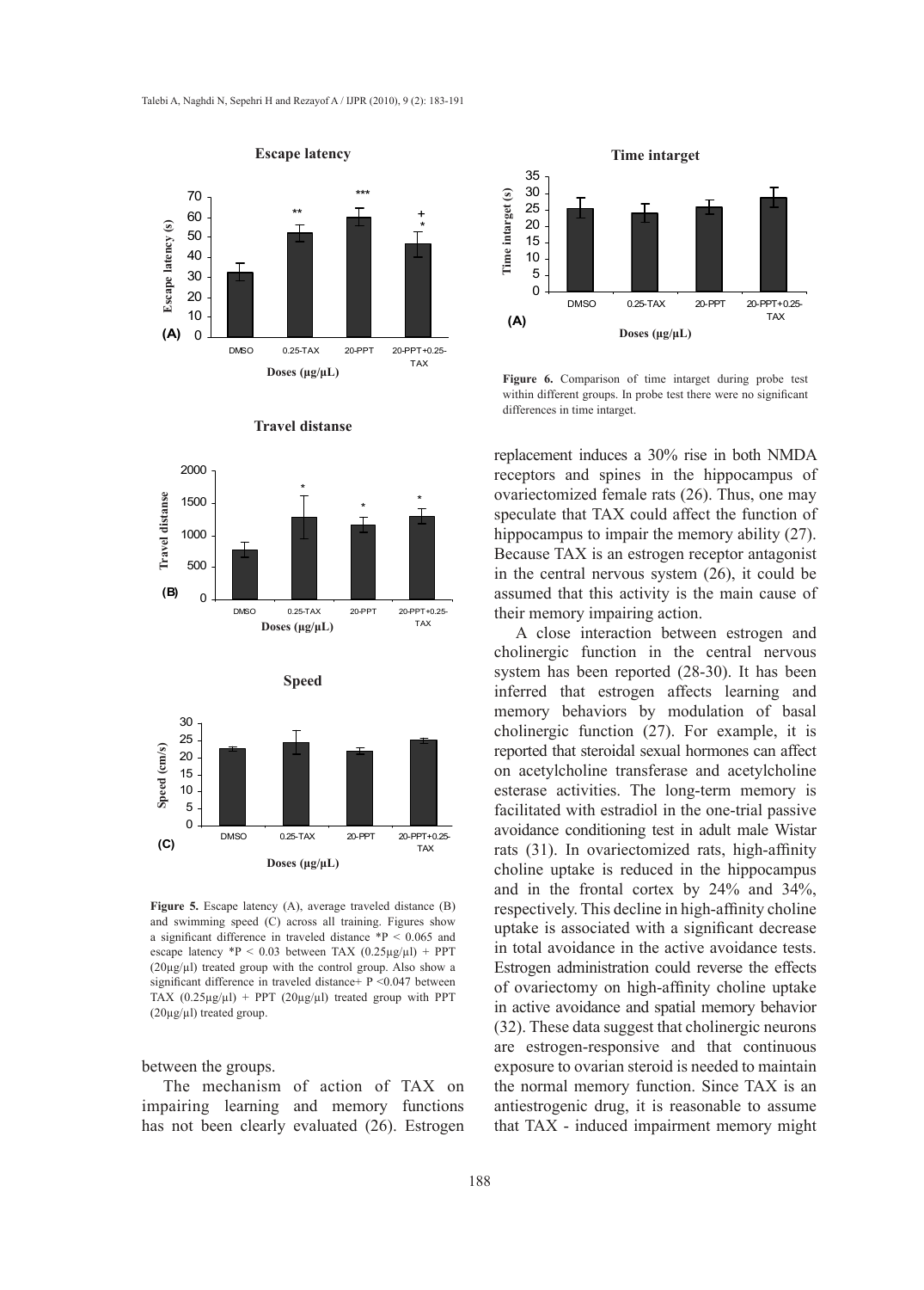**Figure 5.** Escape latency (A), average traveled distance (B) and swimming speed (C) across all training. Figures show a significant difference in traveled distance *P < 0.065 and escape latency *P < 0.03 between TAX (0.25µg/µl) + PPT (20µg/µl) treated group with the control group. Also show a significant difference in traveled distance+ P <0.047 between TAX (0.25µg/µl) + PPT (20µg/µl) treated group with PPT (20µg/µl) treated group.

between the groups.

The mechanism of action of TAX on impairing learning and memory functions has not been clearly evaluated (26). Estrogen replacement induces a 30% rise in both NMDA receptors and spines in the hippocampus of ovariectomized female rats (26). Thus, one may speculate that TAX could affect the function of hippocampus to impair the memory ability (27). Because TAX is an estrogen receptor antagonist in the central nervous system (26), it could be assumed that this activity is the main cause of their memory impairing action.

**Figure 6.** Comparison of time intarget during probe test within different groups. In probe test there were no significant differences in time intarget.

A close interaction between estrogen and cholinergic function in the central nervous system has been reported (28-30). It has been inferred that estrogen affects learning and memory behaviors by modulation of basal cholinergic function (27). For example, it is reported that steroidal sexual hormones can affect on acetylcholine transferase and acetylcholine esterase activities. The long-term memory is facilitated with estradiol in the one-trial passive avoidance conditioning test in adult male Wistar rats (31). In ovariectomized rats, high-affinity choline uptake is reduced in the hippocampus and in the frontal cortex by 24% and 34%, respectively. This decline in high-affinity choline uptake is associated with a significant decrease in total avoidance in the active avoidance tests. Estrogen administration could reverse the effects of ovariectomy on high-affinity choline uptake in active avoidance and spatial memory behavior (32). These data suggest that cholinergic neurons are estrogen-responsive and that continuous exposure to ovarian steroid is needed to maintain the normal memory function. Since TAX is an antiestrogenic drug, it is reasonable to assume that TAX - induced impairment memory might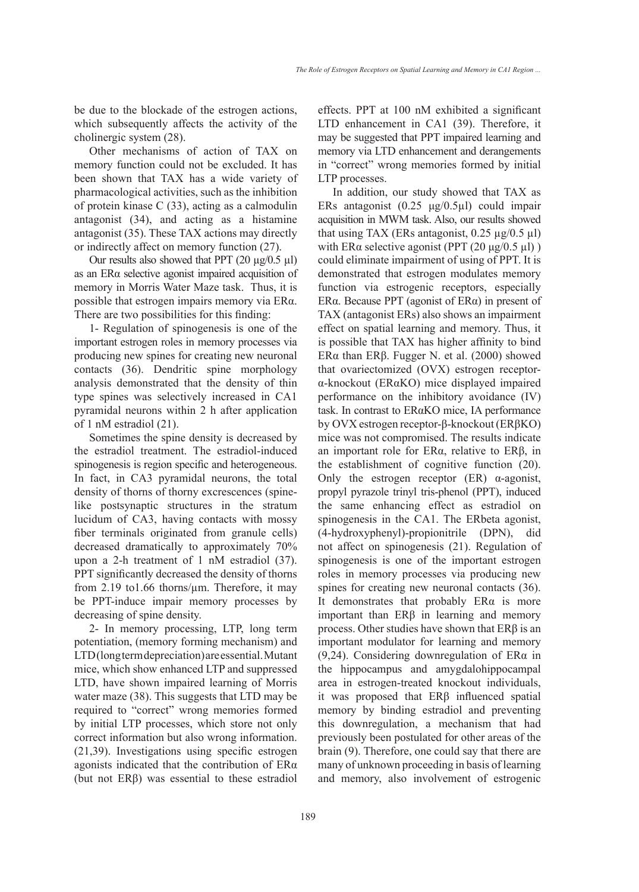be due to the blockade of the estrogen actions, which subsequently affects the activity of the cholinergic system (28).

Other mechanisms of action of TAX on memory function could not be excluded. It has been shown that TAX has a wide variety of pharmacological activities, such as the inhibition of protein kinase C (33), acting as a calmodulin antagonist (34), and acting as a histamine antagonist (35). These TAX actions may directly or indirectly affect on memory function (27).

Our results also showed that PPT (20 μg/0.5 μl) as an ERα selective agonist impaired acquisition of memory in Morris Water Maze task. Thus, it is possible that estrogen impairs memory via ERα. There are two possibilities for this finding:

1- Regulation of spinogenesis is one of the important estrogen roles in memory processes via producing new spines for creating new neuronal contacts (36). Dendritic spine morphology analysis demonstrated that the density of thin type spines was selectively increased in CA1 pyramidal neurons within 2 h after application of 1 nM estradiol (21).

Sometimes the spine density is decreased by the estradiol treatment. The estradiol-induced spinogenesis is region specific and heterogeneous. In fact, in CA3 pyramidal neurons, the total density of thorns of thorny excrescences (spine-like postsynaptic structures in the stratum lucidum of CA3, having contacts with mossy fiber terminals originated from granule cells) decreased dramatically to approximately 70% upon a 2-h treatment of 1 nM estradiol (37). PPT significantly decreased the density of thorns from 2.19 to1.66 thorns/μm. Therefore, it may be PPT-induce impair memory processes by decreasing of spine density.

2- In memory processing, LTP, long term potentiation, (memory forming mechanism) and LTD (long term depreciation) are essential. Mutant mice, which show enhanced LTP and suppressed LTD, have shown impaired learning of Morris water maze (38). This suggests that LTD may be required to "correct" wrong memories formed by initial LTP processes, which store not only correct information but also wrong information. (21,39). Investigations using specific estrogen agonists indicated that the contribution of ERα (but not ERβ) was essential to these estradiol effects. PPT at 100 nM exhibited a significant LTD enhancement in CA1 (39). Therefore, it may be suggested that PPT impaired learning and memory via LTD enhancement and derangements in "correct" wrong memories formed by initial LTP processes.

In addition, our study showed that TAX as ERs antagonist (0.25 μg/0.5μl) could impair acquisition in MWM task. Also, our results showed that using TAX (ERs antagonist, 0.25 μg/0.5 μl) with ERα selective agonist (PPT (20 μg/0.5 μl) ) could eliminate impairment of using of PPT. It is demonstrated that estrogen modulates memory function via estrogenic receptors, especially ERα. Because PPT (agonist of ERα) in present of TAX (antagonist ERs) also shows an impairment effect on spatial learning and memory. Thus, it is possible that TAX has higher affinity to bind ERα than ERβ. Fugger N. et al. (2000) showed that ovariectomized (OVX) estrogen receptor-α-knockout (ERαKO) mice displayed impaired performance on the inhibitory avoidance (IV) task. In contrast to ERαKO mice, IA performance by OVX estrogen receptor-β-knockout (ERβKO) mice was not compromised. The results indicate an important role for ERα, relative to ERβ, in the establishment of cognitive function (20). Only the estrogen receptor (ER) α-agonist, propyl pyrazole trinyl tris-phenol (PPT), induced the same enhancing effect as estradiol on spinogenesis in the CA1. The ERbeta agonist, (4-hydroxyphenyl)-propionitrile (DPN), did not affect on spinogenesis (21). Regulation of spinogenesis is one of the important estrogen roles in memory processes via producing new spines for creating new neuronal contacts (36). It demonstrates that probably ERα is more important than ERβ in learning and memory process. Other studies have shown that ERβ is an important modulator for learning and memory (9,24). Considering downregulation of ERα in the hippocampus and amygdalohippocampal area in estrogen-treated knockout individuals, it was proposed that ERβ influenced spatial memory by binding estradiol and preventing this downregulation, a mechanism that had previously been postulated for other areas of the brain (9). Therefore, one could say that there are many of unknown proceeding in basis of learning and memory, also involvement of estrogenic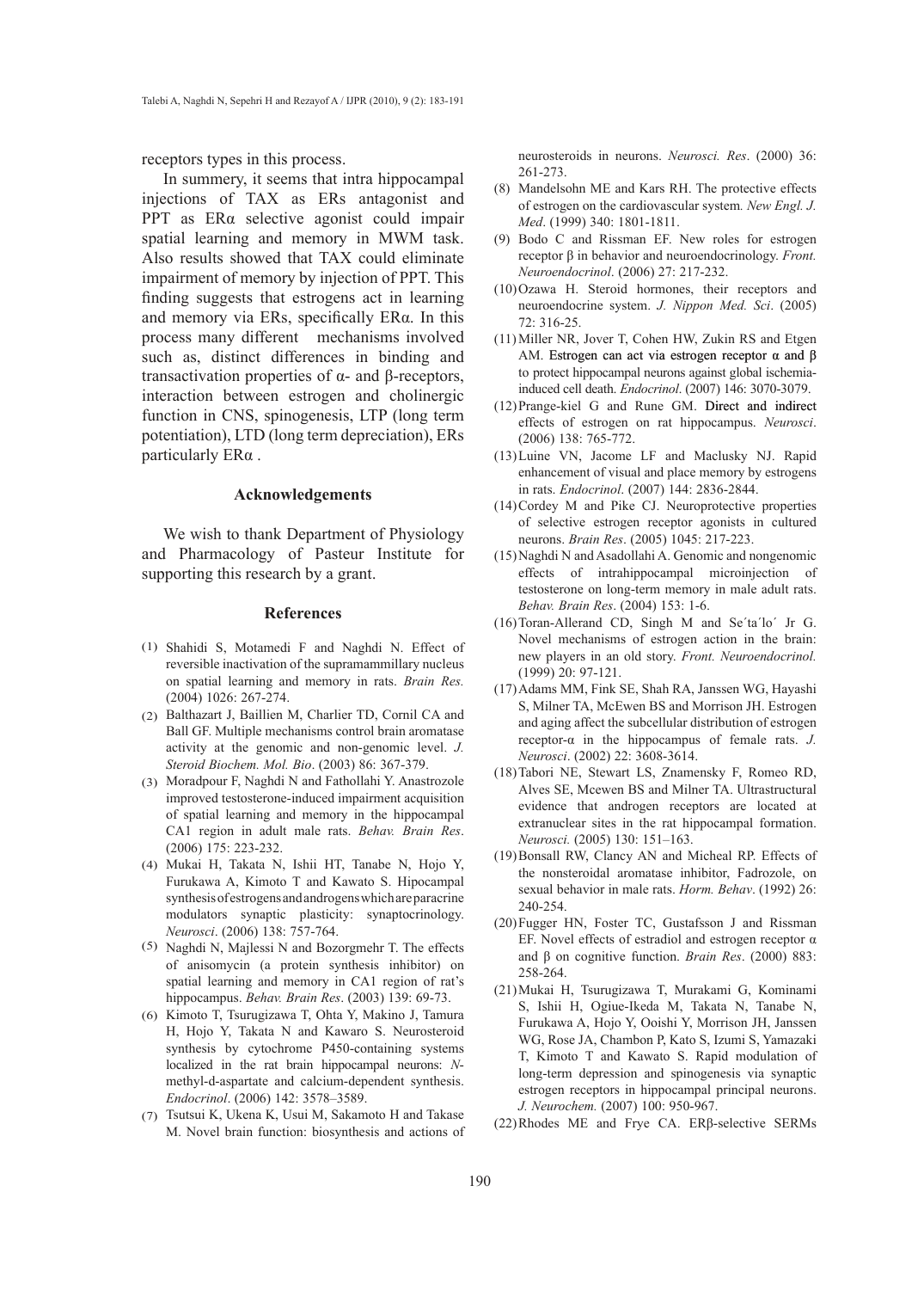receptors types in this process.

In summery, it seems that intra hippocampal injections of TAX as ERs antagonist and PPT as ERα selective agonist could impair spatial learning and memory in MWM task. Also results showed that TAX could eliminate impairment of memory by injection of PPT. This finding suggests that estrogens act in learning and memory via ERs, specifically ERα. In this process many different mechanisms involved such as, distinct differences in binding and transactivation properties of α- and β-receptors, interaction between estrogen and cholinergic function in CNS, spinogenesis, LTP (long term potentiation), LTD (long term depreciation), ERs particularly ERα .

## Acknowledgements

We wish to thank Department of Physiology and Pharmacology of Pasteur Institute for supporting this research by a grant.

## References

(1) Shahidi S, Motamedi F and Naghdi N. Effect of reversible inactivation of the supramammillary nucleus on spatial learning and memory in rats. *Brain Res.* (2004) 1026: 267-274.

(2) Balthazart J, Baillien M, Charlier TD, Cornil CA and Ball GF. Multiple mechanisms control brain aromatase activity at the genomic and non-genomic level. *J. Steroid Biochem. Mol. Bio*. (2003) 86: 367-379.

(3) Moradpour F, Naghdi N and Fathollahi Y. Anastrozole improved testosterone-induced impairment acquisition of spatial learning and memory in the hippocampal CA1 region in adult male rats. *Behav. Brain Res*. (2006) 175: 223-232.

(4) Mukai H, Takata N, Ishii HT, Tanabe N, Hojo Y, Furukawa A, Kimoto T and Kawato S. Hipocampal synthesis of estrogens and androgens which are paracrine modulators synaptic plasticity: synaptocrinology. *Neurosci*. (2006) 138: 757-764.

(5) Naghdi N, Majlessi N and Bozorgmehr T. The effects of anisomycin (a protein synthesis inhibitor) on spatial learning and memory in CA1 region of rat's hippocampus. *Behav. Brain Res*. (2003) 139: 69-73.

(6) Kimoto T, Tsurugizawa T, Ohta Y, Makino J, Tamura H, Hojo Y, Takata N and Kawaro S. Neurosteroid synthesis by cytochrome P450-containing systems localized in the rat brain hippocampal neurons: *N*-methyl-d-aspartate and calcium-dependent synthesis. *Endocrinol*. (2006) 142: 3578–3589.

(7) Tsutsui K, Ukena K, Usui M, Sakamoto H and Takase M. Novel brain function: biosynthesis and actions of neurosteroids in neurons. *Neurosci. Res*. (2000) 36: 261-273.

(8) Mandelsohn ME and Kars RH. The protective effects of estrogen on the cardiovascular system. *New Engl. J. Med*. (1999) 340: 1801-1811.

(9) Bodo C and Rissman EF. New roles for estrogen receptor β in behavior and neuroendocrinology. *Front. Neuroendocrinol*. (2006) 27: 217-232.

(10) Ozawa H. Steroid hormones, their receptors and neuroendocrine system. *J. Nippon Med. Sci*. (2005) 72: 316-25.

(11) Miller NR, Jover T, Cohen HW, Zukin RS and Etgen AM. Estrogen can act via estrogen receptor α and β to protect hippocampal neurons against global ischemia-induced cell death. *Endocrinol*. (2007) 146: 3070-3079.

(12) Prange-kiel G and Rune GM. Direct and indirect effects of estrogen on rat hippocampus. *Neurosci*. (2006) 138: 765-772.

(13) Luine VN, Jacome LF and Maclusky NJ. Rapid enhancement of visual and place memory by estrogens in rats. *Endocrinol*. (2007) 144: 2836-2844.

(14) Cordey M and Pike CJ. Neuroprotective properties of selective estrogen receptor agonists in cultured neurons. *Brain Res*. (2005) 1045: 217-223.

(15) Naghdi N and Asadollahi A. Genomic and nongenomic effects of intrahippocampal microinjection of testosterone on long-term memory in male adult rats. *Behav. Brain Res*. (2004) 153: 1-6.

(16) Toran-Allerand CD, Singh M and Se´ta´lo´ Jr G. Novel mechanisms of estrogen action in the brain: new players in an old story. *Front. Neuroendocrinol.* (1999) 20: 97-121.

(17) Adams MM, Fink SE, Shah RA, Janssen WG, Hayashi S, Milner TA, McEwen BS and Morrison JH. Estrogen and aging affect the subcellular distribution of estrogen receptor-α in the hippocampus of female rats. *J. Neurosci*. (2002) 22: 3608-3614.

(18) Tabori NE, Stewart LS, Znamensky F, Romeo RD, Alves SE, Mcewen BS and Milner TA. Ultrastructural evidence that androgen receptors are located at extranuclear sites in the rat hippocampal formation. *Neurosci.* (2005) 130: 151–163.

(19) Bonsall RW, Clancy AN and Micheal RP. Effects of the nonsteroidal aromatase inhibitor, Fadrozole, on sexual behavior in male rats. *Horm. Behav*. (1992) 26: 240-254.

(20) Fugger HN, Foster TC, Gustafsson J and Rissman EF. Novel effects of estradiol and estrogen receptor α and β on cognitive function. *Brain Res*. (2000) 883: 258-264.

(21) Mukai H, Tsurugizawa T, Murakami G, Kominami S, Ishii H, Ogiue-Ikeda M, Takata N, Tanabe N, Furukawa A, Hojo Y, Ooishi Y, Morrison JH, Janssen WG, Rose JA, Chambon P, Kato S, Izumi S, Yamazaki T, Kimoto T and Kawato S. Rapid modulation of long-term depression and spinogenesis via synaptic estrogen receptors in hippocampal principal neurons. *J. Neurochem.* (2007) 100: 950-967.

(22) Rhodes ME and Frye CA. ERβ-selective SERMs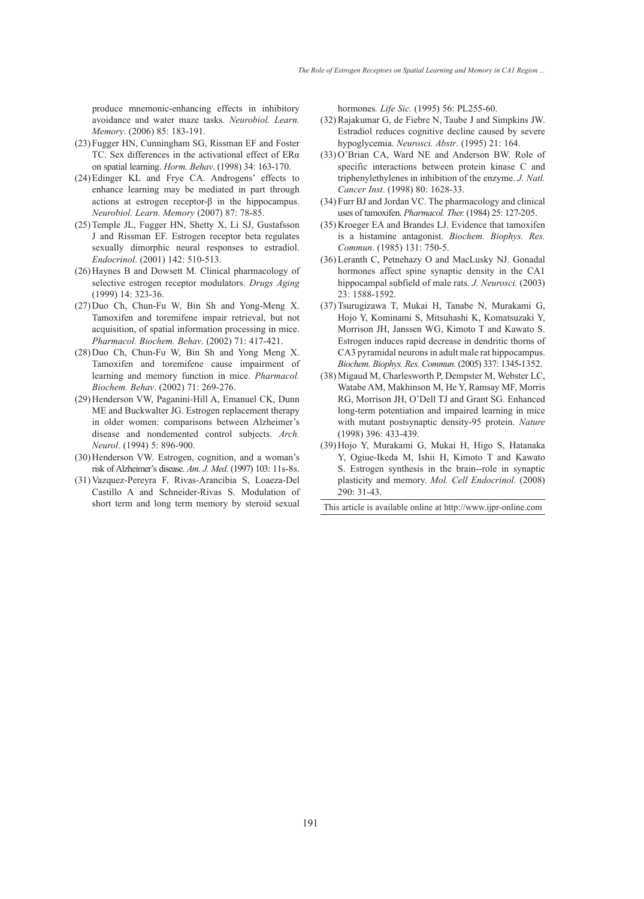produce mnemonic-enhancing effects in inhibitory avoidance and water maze tasks. *Neurobiol. Learn. Memory*. (2006) 85: 183-191.

(23) Fugger HN, Cunningham SG, Rissman EF and Foster TC. Sex differences in the activational effect of ERα on spatial learning. *Horm. Behav*. (1998) 34: 163-170.

(24) Edinger KL and Frye CA. Androgens' effects to enhance learning may be mediated in part through actions at estrogen receptor-β in the hippocampus. *Neurobiol. Learn. Memory* (2007) 87: 78-85.

(25) Temple JL, Fugger HN, Shetty X, Li SJ, Gustafsson J and Rissman EF. Estrogen receptor beta regulates sexually dimorphic neural responses to estradiol. *Endocrinol*. (2001) 142: 510-513.

(26) Haynes B and Dowsett M. Clinical pharmacology of selective estrogen receptor modulators. *Drugs Aging* (1999) 14: 323-36.

(27) Duo Ch, Chun-Fu W, Bin Sh and Yong-Meng X. Tamoxifen and toremifene impair retrieval, but not acquisition, of spatial information processing in mice. *Pharmacol. Biochem. Behav*. (2002) 71: 417-421.

(28) Duo Ch, Chun-Fu W, Bin Sh and Yong Meng X. Tamoxifen and toremifene cause impairment of learning and memory function in mice. *Pharmacol. Biochem. Behav*. (2002) 71: 269-276.

(29) Henderson VW, Paganini-Hill A, Emanuel CK, Dunn ME and Buckwalter JG. Estrogen replacement therapy in older women: comparisons between Alzheimer's disease and nondemented control subjects. *Arch. Neurol*. (1994) 5: 896-900.

(30) Henderson VW. Estrogen, cognition, and a woman's risk of Alzheimer's disease. *Am. J. Med*. (1997) 103: 11s-8s.

(31) Vazquez-Pereyra F, Rivas-Arancibia S, Loaeza-Del Castillo A and Schneider-Rivas S. Modulation of short term and long term memory by steroid sexual hormones. *Life Sic.* (1995) 56: PL255-60.

(32) Rajakumar G, de Fiebre N, Taube J and Simpkins JW. Estradiol reduces cognitive decline caused by severe hypoglycemia. *Neurosci. Abstr*. (1995) 21: 164.

(33) O'Brian CA, Ward NE and Anderson BW. Role of specific interactions between protein kinase C and triphenylethylenes in inhibition of the enzyme. *J. Natl. Cancer Inst*. (1998) 80: 1628-33.

(34) Furr BJ and Jordan VC. The pharmacology and clinical uses of tamoxifen. *Pharmacol. Ther.* (1984) 25: 127-205.

(35) Kroeger EA and Brandes LJ. Evidence that tamoxifen is a histamine antagonist. *Biochem. Biophys. Res. Commun*. (1985) 131: 750-5.

(36) Leranth C, Petnehazy O and MacLusky NJ. Gonadal hormones affect spine synaptic density in the CA1 hippocampal subfield of male rats. *J. Neurosci.* (2003) 23: 1588-1592.

(37) Tsurugizawa T, Mukai H, Tanabe N, Murakami G, Hojo Y, Kominami S, Mitsuhashi K, Komatsuzaki Y, Morrison JH, Janssen WG, Kimoto T and Kawato S. Estrogen induces rapid decrease in dendritic thorns of CA3 pyramidal neurons in adult male rat hippocampus. *Biochem. Biophys. Res. Commun.* (2005) 337: 1345-1352.

(38) Migaud M, Charlesworth P, Dempster M, Webster LC, Watabe AM, Makhinson M, He Y, Ramsay MF, Morris RG, Morrison JH, O'Dell TJ and Grant SG. Enhanced long-term potentiation and impaired learning in mice with mutant postsynaptic density-95 protein. *Nature* (1998) 396: 433-439.

(39) Hojo Y, Murakami G, Mukai H, Higo S, Hatanaka Y, Ogiue-Ikeda M, Ishii H, Kimoto T and Kawato S. Estrogen synthesis in the brain--role in synaptic plasticity and memory. *Mol. Cell Endocrinol.* (2008) 290: 31-43.

This article is available online at http://www.ijpr-online.com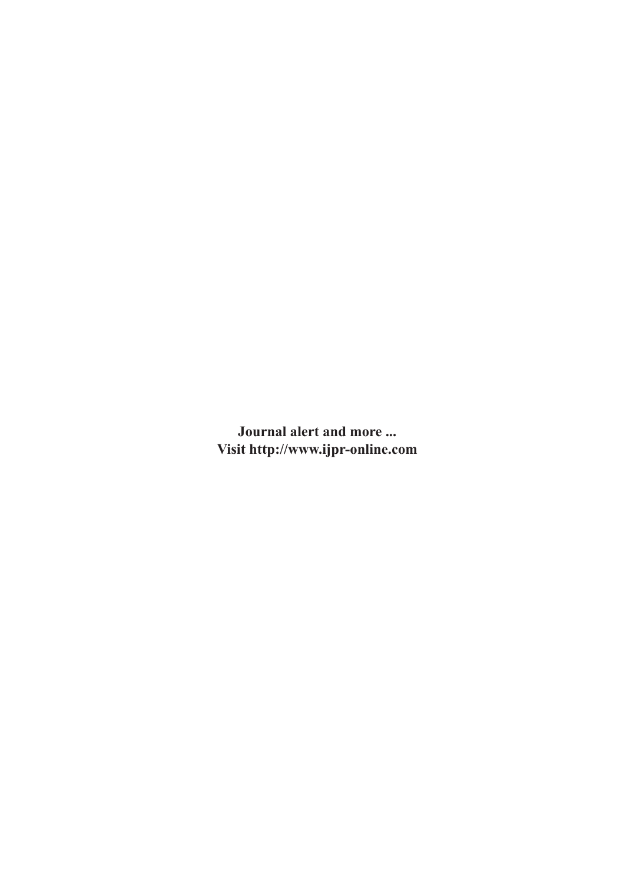**Journal alert and more ...**
**Visit http://www.ijpr-online.com**